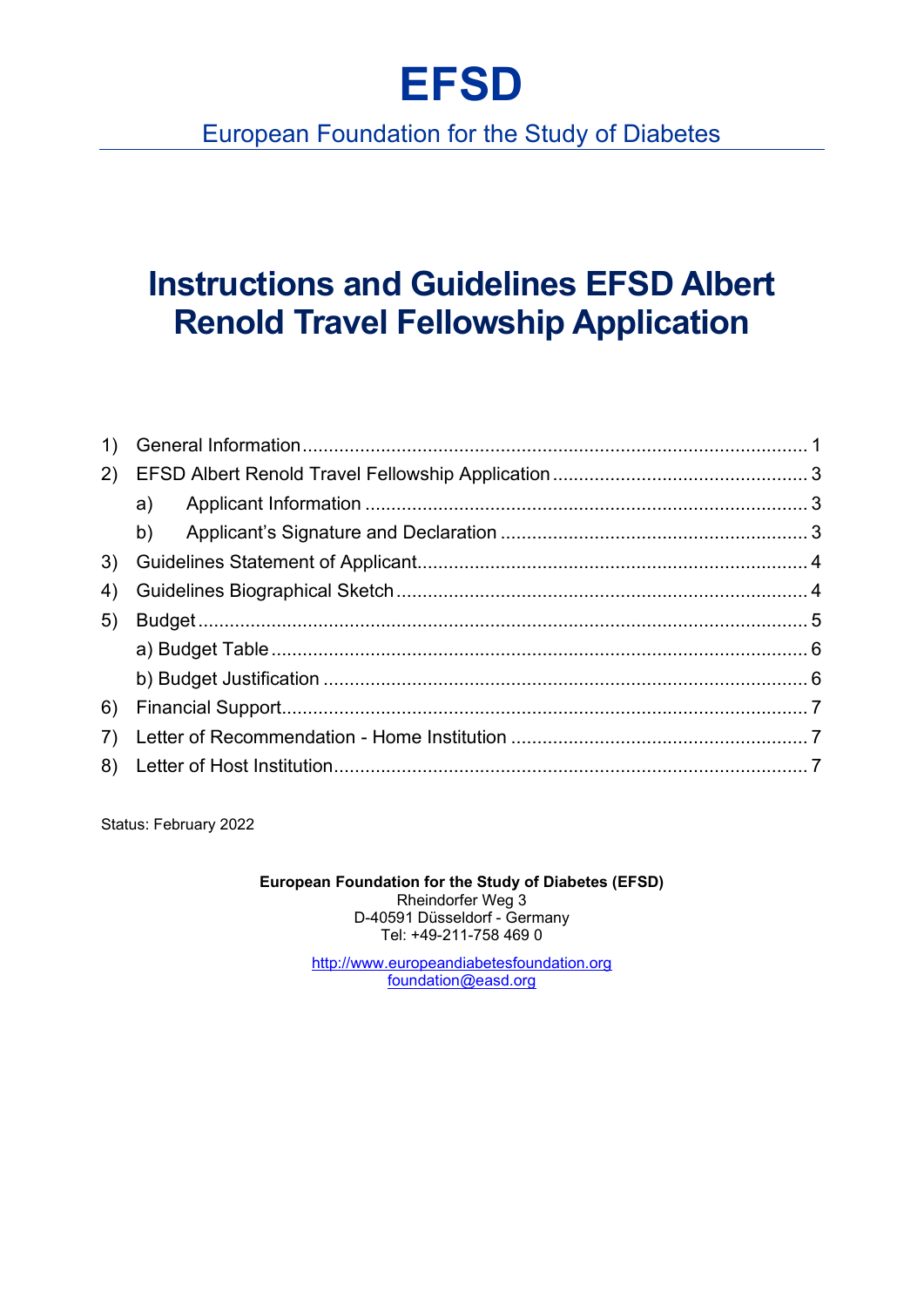# EFSD

European Foundation for the Study of Diabetes

# Instructions and Guidelines EFSD Albert Renold Travel Fellowship Application

1) General Information ........................................ 1
2) EFSD Albert Renold Travel Fellowship Application ........................................ 3
    a) Applicant Information ........................................ 3
    b) Applicant's Signature and Declaration ........................................ 3
3) Guidelines Statement of Applicant ........................................ 4
4) Guidelines Biographical Sketch ........................................ 4
5) Budget ........................................ 5
    a) Budget Table ........................................ 6
    b) Budget Justification ........................................ 6
6) Financial Support ........................................ 7
7) Letter of Recommendation - Home Institution ........................................ 7
8) Letter of Host Institution ........................................ 7

Status: February 2022

**European Foundation for the Study of Diabetes (EFSD)**
Rheindorfer Weg 3
D-40591 Düsseldorf - Germany
Tel: +49-211-758 469 0

http://www.europeandiabetesfoundation.org
foundation@easd.org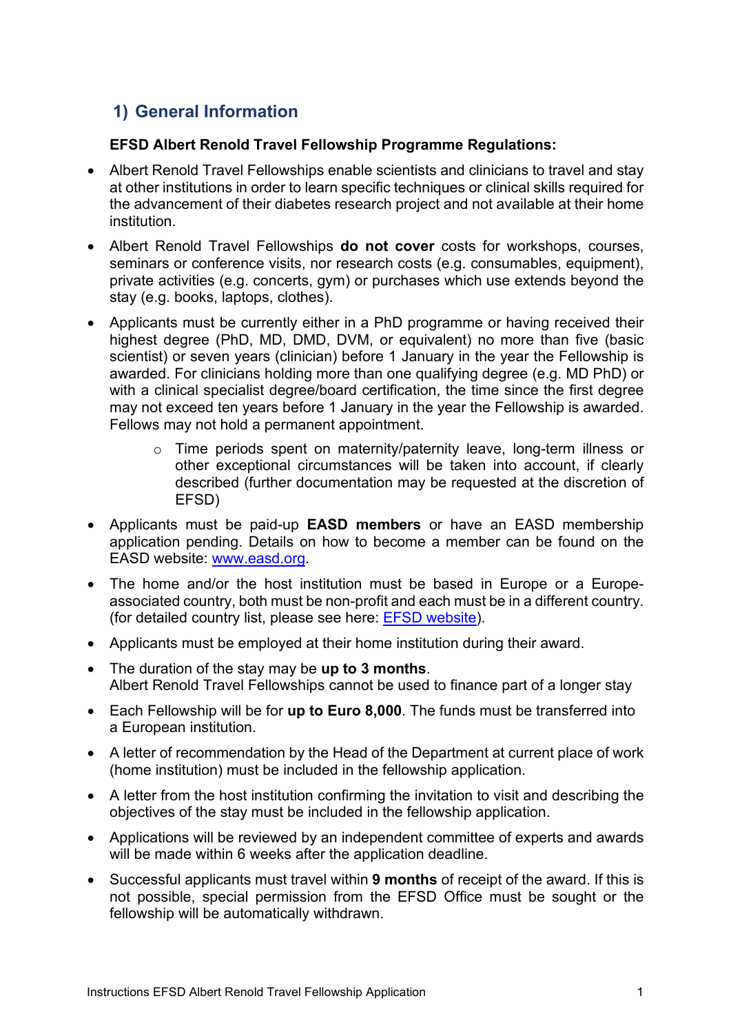## 1) General Information

**EFSD Albert Renold Travel Fellowship Programme Regulations:**

- Albert Renold Travel Fellowships enable scientists and clinicians to travel and stay at other institutions in order to learn specific techniques or clinical skills required for the advancement of their diabetes research project and not available at their home institution.
- Albert Renold Travel Fellowships **do not cover** costs for workshops, courses, seminars or conference visits, nor research costs (e.g. consumables, equipment), private activities (e.g. concerts, gym) or purchases which use extends beyond the stay (e.g. books, laptops, clothes).
- Applicants must be currently either in a PhD programme or having received their highest degree (PhD, MD, DMD, DVM, or equivalent) no more than five (basic scientist) or seven years (clinician) before 1 January in the year the Fellowship is awarded. For clinicians holding more than one qualifying degree (e.g. MD PhD) or with a clinical specialist degree/board certification, the time since the first degree may not exceed ten years before 1 January in the year the Fellowship is awarded. Fellows may not hold a permanent appointment.
    - Time periods spent on maternity/paternity leave, long-term illness or other exceptional circumstances will be taken into account, if clearly described (further documentation may be requested at the discretion of EFSD)
- Applicants must be paid-up **EASD members** or have an EASD membership application pending. Details on how to become a member can be found on the EASD website: [www.easd.org](www.easd.org).
- The home and/or the host institution must be based in Europe or a Europe-associated country, both must be non-profit and each must be in a different country. (for detailed country list, please see here: [EFSD website](EFSD website)).
- Applicants must be employed at their home institution during their award.
- The duration of the stay may be **up to 3 months**.
  Albert Renold Travel Fellowships cannot be used to finance part of a longer stay
- Each Fellowship will be for **up to Euro 8,000**. The funds must be transferred into a European institution.
- A letter of recommendation by the Head of the Department at current place of work (home institution) must be included in the fellowship application.
- A letter from the host institution confirming the invitation to visit and describing the objectives of the stay must be included in the fellowship application.
- Applications will be reviewed by an independent committee of experts and awards will be made within 6 weeks after the application deadline.
- Successful applicants must travel within **9 months** of receipt of the award. If this is not possible, special permission from the EFSD Office must be sought or the fellowship will be automatically withdrawn.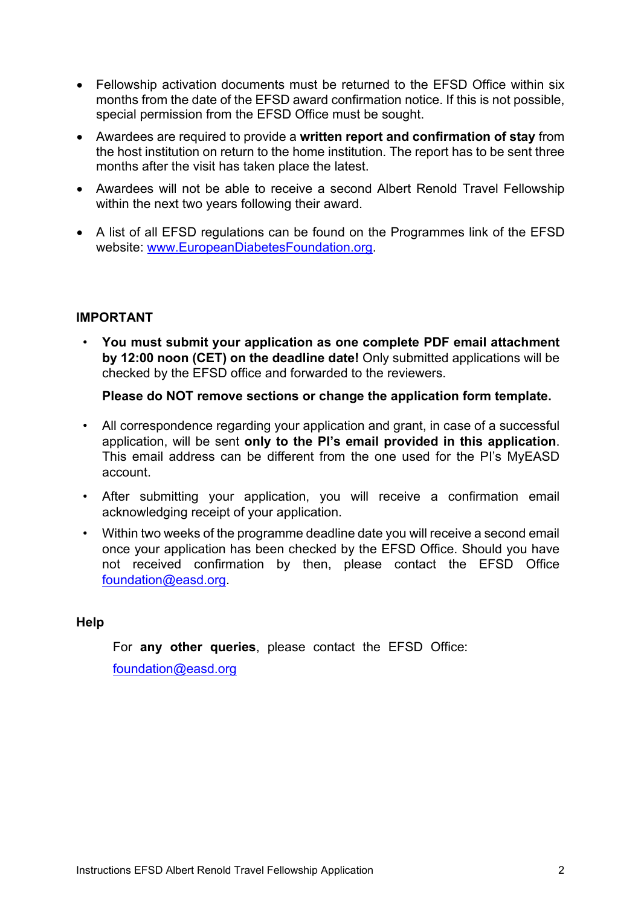- Fellowship activation documents must be returned to the EFSD Office within six months from the date of the EFSD award confirmation notice. If this is not possible, special permission from the EFSD Office must be sought.
- Awardees are required to provide a **written report and confirmation of stay** from the host institution on return to the home institution. The report has to be sent three months after the visit has taken place the latest.
- Awardees will not be able to receive a second Albert Renold Travel Fellowship within the next two years following their award.
- A list of all EFSD regulations can be found on the Programmes link of the EFSD website: [www.EuropeanDiabetesFoundation.org](http://www.EuropeanDiabetesFoundation.org).

**IMPORTANT**

- **You must submit your application as one complete PDF email attachment by 12:00 noon (CET) on the deadline date!** Only submitted applications will be checked by the EFSD office and forwarded to the reviewers.

  **Please do NOT remove sections or change the application form template.**

- All correspondence regarding your application and grant, in case of a successful application, will be sent **only to the PI's email provided in this application**. This email address can be different from the one used for the PI's MyEASD account.
- After submitting your application, you will receive a confirmation email acknowledging receipt of your application.
- Within two weeks of the programme deadline date you will receive a second email once your application has been checked by the EFSD Office. Should you have not received confirmation by then, please contact the EFSD Office [foundation@easd.org](mailto:foundation@easd.org).

**Help**

For **any other queries**, please contact the EFSD Office: [foundation@easd.org](mailto:foundation@easd.org)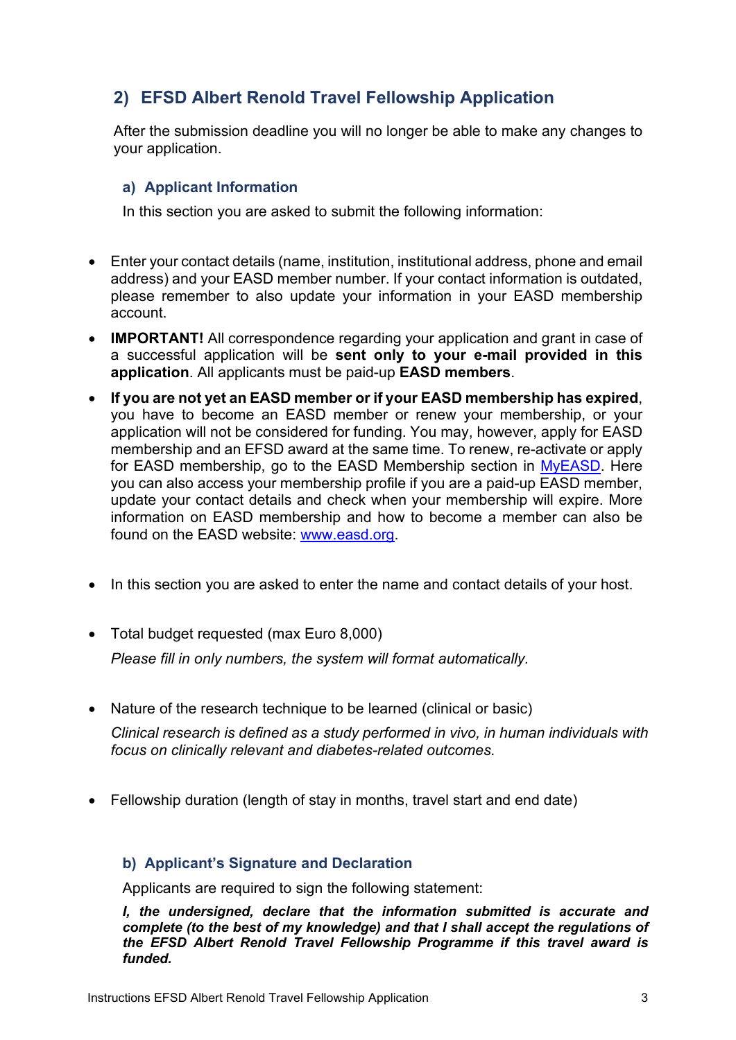## 2) EFSD Albert Renold Travel Fellowship Application

After the submission deadline you will no longer be able to make any changes to your application.

### a) Applicant Information

In this section you are asked to submit the following information:

- Enter your contact details (name, institution, institutional address, phone and email address) and your EASD member number. If your contact information is outdated, please remember to also update your information in your EASD membership account.
- **IMPORTANT!** All correspondence regarding your application and grant in case of a successful application will be **sent only to your e-mail provided in this application**. All applicants must be paid-up **EASD members**.
- **If you are not yet an EASD member or if your EASD membership has expired**, you have to become an EASD member or renew your membership, or your application will not be considered for funding. You may, however, apply for EASD membership and an EFSD award at the same time. To renew, re-activate or apply for EASD membership, go to the EASD Membership section in [MyEASD](MyEASD). Here you can also access your membership profile if you are a paid-up EASD member, update your contact details and check when your membership will expire. More information on EASD membership and how to become a member can also be found on the EASD website: [www.easd.org](www.easd.org).
- In this section you are asked to enter the name and contact details of your host.
- Total budget requested (max Euro 8,000)

  *Please fill in only numbers, the system will format automatically.*
- Nature of the research technique to be learned (clinical or basic)

  *Clinical research is defined as a study performed in vivo, in human individuals with focus on clinically relevant and diabetes-related outcomes.*
- Fellowship duration (length of stay in months, travel start and end date)

### b) Applicant's Signature and Declaration

Applicants are required to sign the following statement:

***I, the undersigned, declare that the information submitted is accurate and complete (to the best of my knowledge) and that I shall accept the regulations of the EFSD Albert Renold Travel Fellowship Programme if this travel award is funded.***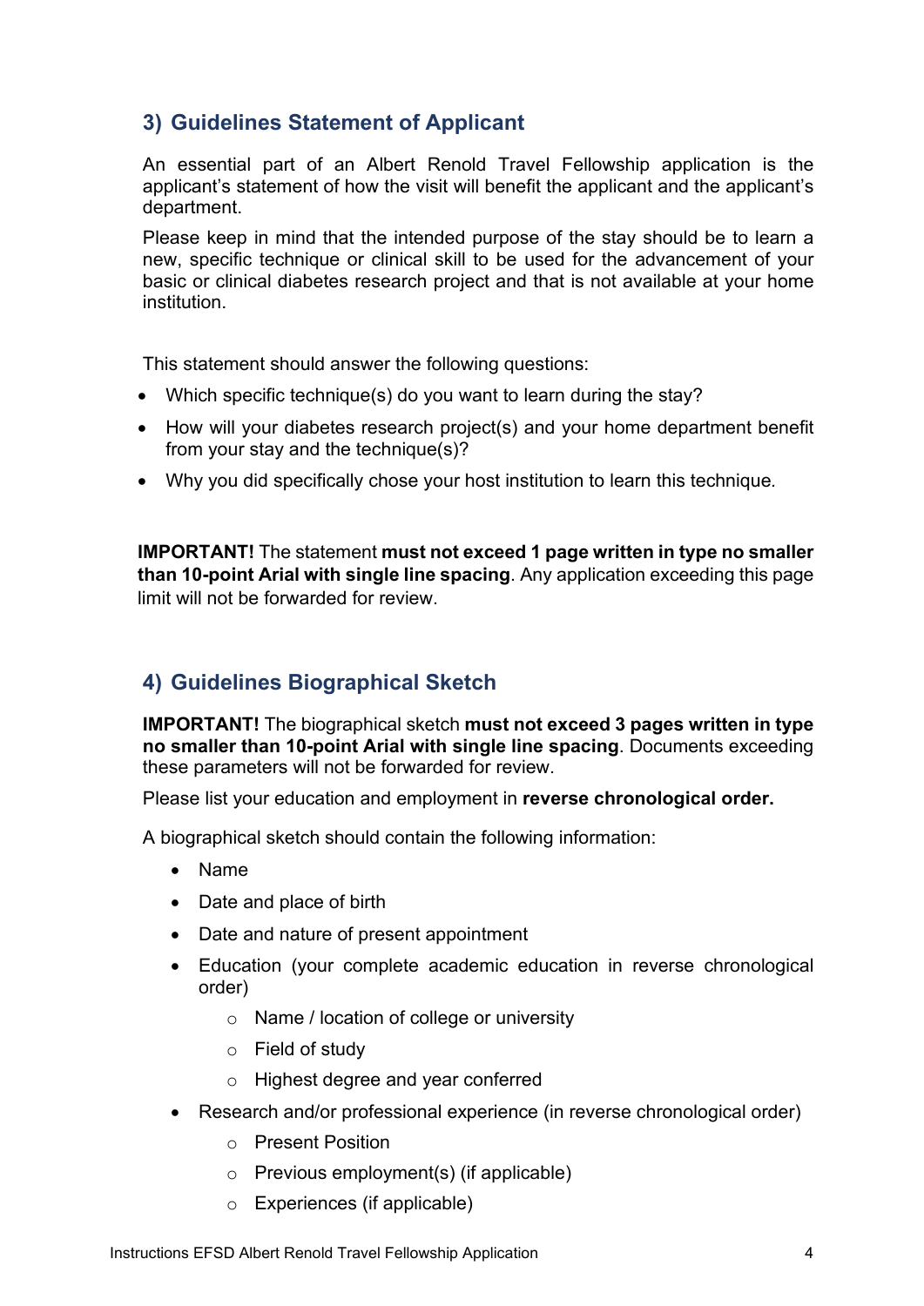## 3) Guidelines Statement of Applicant

An essential part of an Albert Renold Travel Fellowship application is the applicant's statement of how the visit will benefit the applicant and the applicant's department.

Please keep in mind that the intended purpose of the stay should be to learn a new, specific technique or clinical skill to be used for the advancement of your basic or clinical diabetes research project and that is not available at your home institution.

This statement should answer the following questions:

- Which specific technique(s) do you want to learn during the stay?
- How will your diabetes research project(s) and your home department benefit from your stay and the technique(s)?
- Why you did specifically chose your host institution to learn this technique.

**IMPORTANT!** The statement **must not exceed 1 page written in type no smaller than 10-point Arial with single line spacing**. Any application exceeding this page limit will not be forwarded for review.

## 4) Guidelines Biographical Sketch

**IMPORTANT!** The biographical sketch **must not exceed 3 pages written in type no smaller than 10-point Arial with single line spacing**. Documents exceeding these parameters will not be forwarded for review.

Please list your education and employment in **reverse chronological order.**

A biographical sketch should contain the following information:

- Name
- Date and place of birth
- Date and nature of present appointment
- Education (your complete academic education in reverse chronological order)
  - Name / location of college or university
  - Field of study
  - Highest degree and year conferred
- Research and/or professional experience (in reverse chronological order)
  - Present Position
  - Previous employment(s) (if applicable)
  - Experiences (if applicable)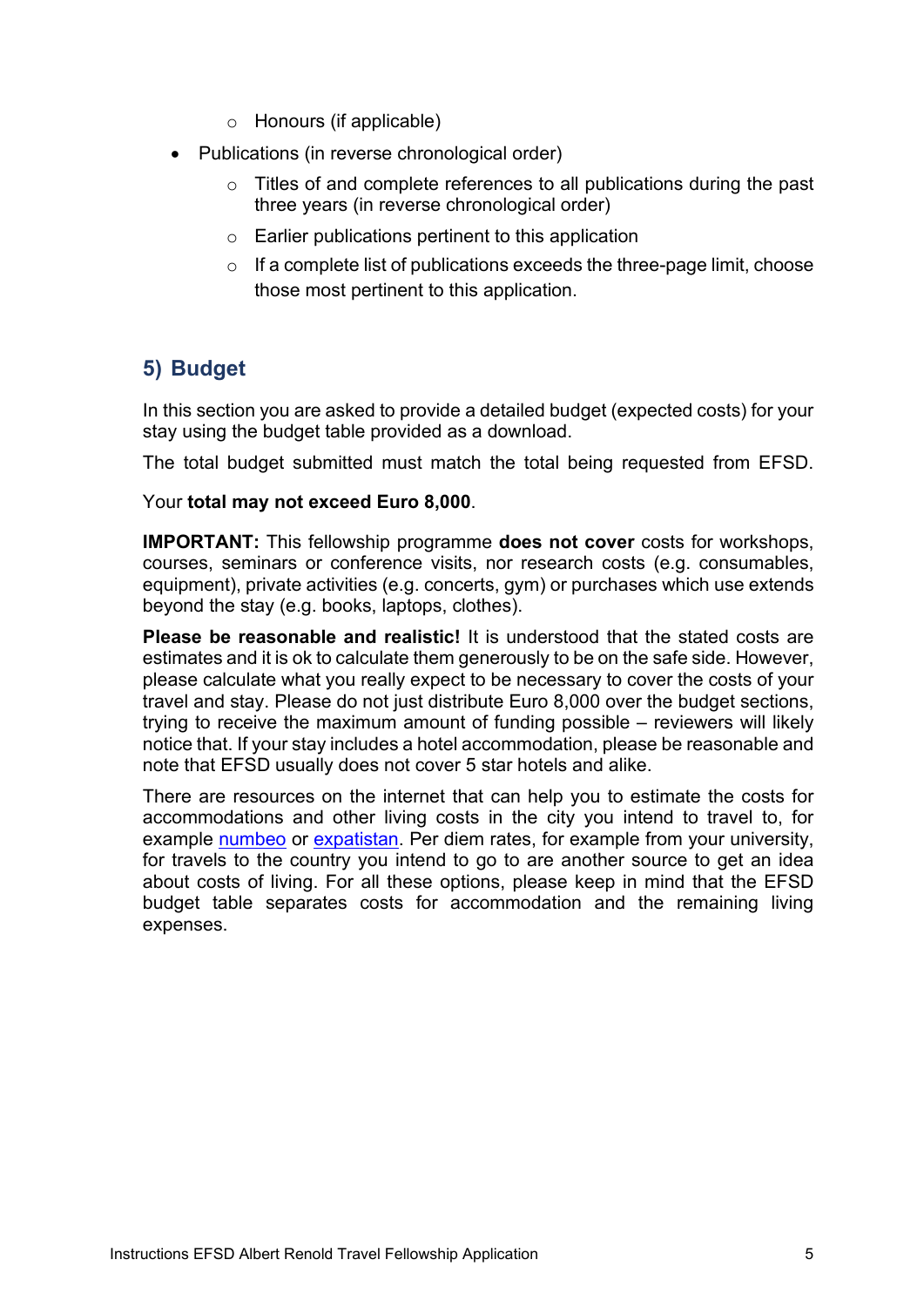- Honours (if applicable)
- Publications (in reverse chronological order)
  - Titles of and complete references to all publications during the past three years (in reverse chronological order)
  - Earlier publications pertinent to this application
  - If a complete list of publications exceeds the three-page limit, choose those most pertinent to this application.

## 5) Budget

In this section you are asked to provide a detailed budget (expected costs) for your stay using the budget table provided as a download.

The total budget submitted must match the total being requested from EFSD.

Your **total may not exceed Euro 8,000**.

**IMPORTANT:** This fellowship programme **does not cover** costs for workshops, courses, seminars or conference visits, nor research costs (e.g. consumables, equipment), private activities (e.g. concerts, gym) or purchases which use extends beyond the stay (e.g. books, laptops, clothes).

**Please be reasonable and realistic!** It is understood that the stated costs are estimates and it is ok to calculate them generously to be on the safe side. However, please calculate what you really expect to be necessary to cover the costs of your travel and stay. Please do not just distribute Euro 8,000 over the budget sections, trying to receive the maximum amount of funding possible – reviewers will likely notice that. If your stay includes a hotel accommodation, please be reasonable and note that EFSD usually does not cover 5 star hotels and alike.

There are resources on the internet that can help you to estimate the costs for accommodations and other living costs in the city you intend to travel to, for example numbeo or expatistan. Per diem rates, for example from your university, for travels to the country you intend to go to are another source to get an idea about costs of living. For all these options, please keep in mind that the EFSD budget table separates costs for accommodation and the remaining living expenses.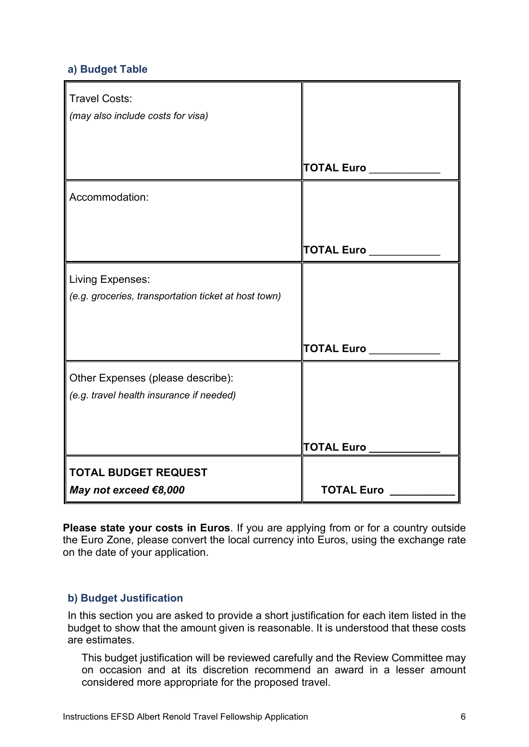### a) Budget Table

| | |
|---|---|
| Travel Costs:<br>*(may also include costs for visa)* | **TOTAL Euro** ___________ |
| Accommodation: | **TOTAL Euro** ___________ |
| Living Expenses:<br>*(e.g. groceries, transportation ticket at host town)* | **TOTAL Euro** ___________ |
| Other Expenses (please describe):<br>*(e.g. travel health insurance if needed)* | **TOTAL Euro** ___________ |
| **TOTAL BUDGET REQUEST**<br>***May not exceed €8,000*** | **TOTAL Euro** ___________ |

**Please state your costs in Euros**. If you are applying from or for a country outside the Euro Zone, please convert the local currency into Euros, using the exchange rate on the date of your application.

### b) Budget Justification

In this section you are asked to provide a short justification for each item listed in the budget to show that the amount given is reasonable. It is understood that these costs are estimates.

This budget justification will be reviewed carefully and the Review Committee may on occasion and at its discretion recommend an award in a lesser amount considered more appropriate for the proposed travel.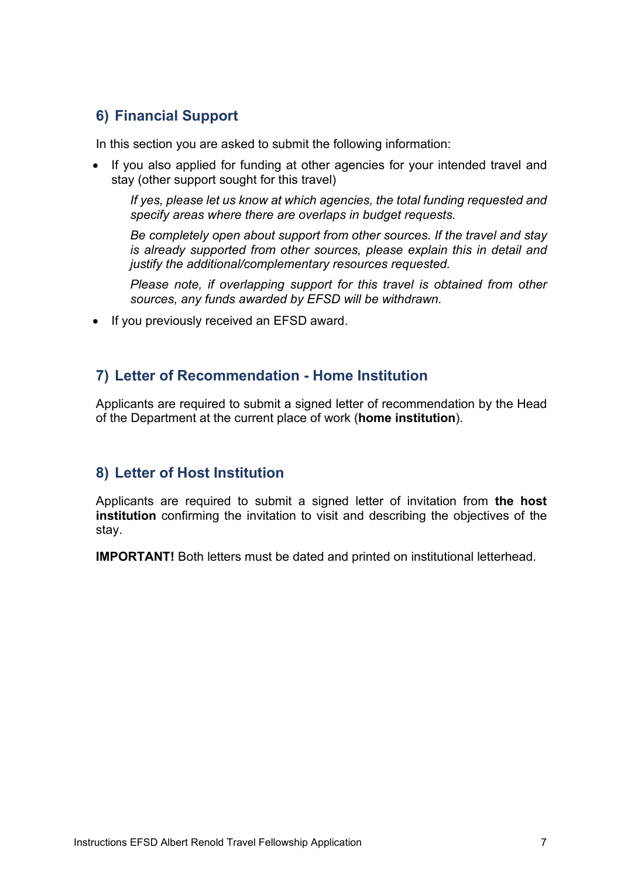## 6) Financial Support

In this section you are asked to submit the following information:

- If you also applied for funding at other agencies for your intended travel and stay (other support sought for this travel)

  *If yes, please let us know at which agencies, the total funding requested and specify areas where there are overlaps in budget requests.*

  *Be completely open about support from other sources. If the travel and stay is already supported from other sources, please explain this in detail and justify the additional/complementary resources requested.*

  *Please note, if overlapping support for this travel is obtained from other sources, any funds awarded by EFSD will be withdrawn.*

- If you previously received an EFSD award.

## 7) Letter of Recommendation - Home Institution

Applicants are required to submit a signed letter of recommendation by the Head of the Department at the current place of work (**home institution**).

## 8) Letter of Host Institution

Applicants are required to submit a signed letter of invitation from **the host institution** confirming the invitation to visit and describing the objectives of the stay.

**IMPORTANT!** Both letters must be dated and printed on institutional letterhead.